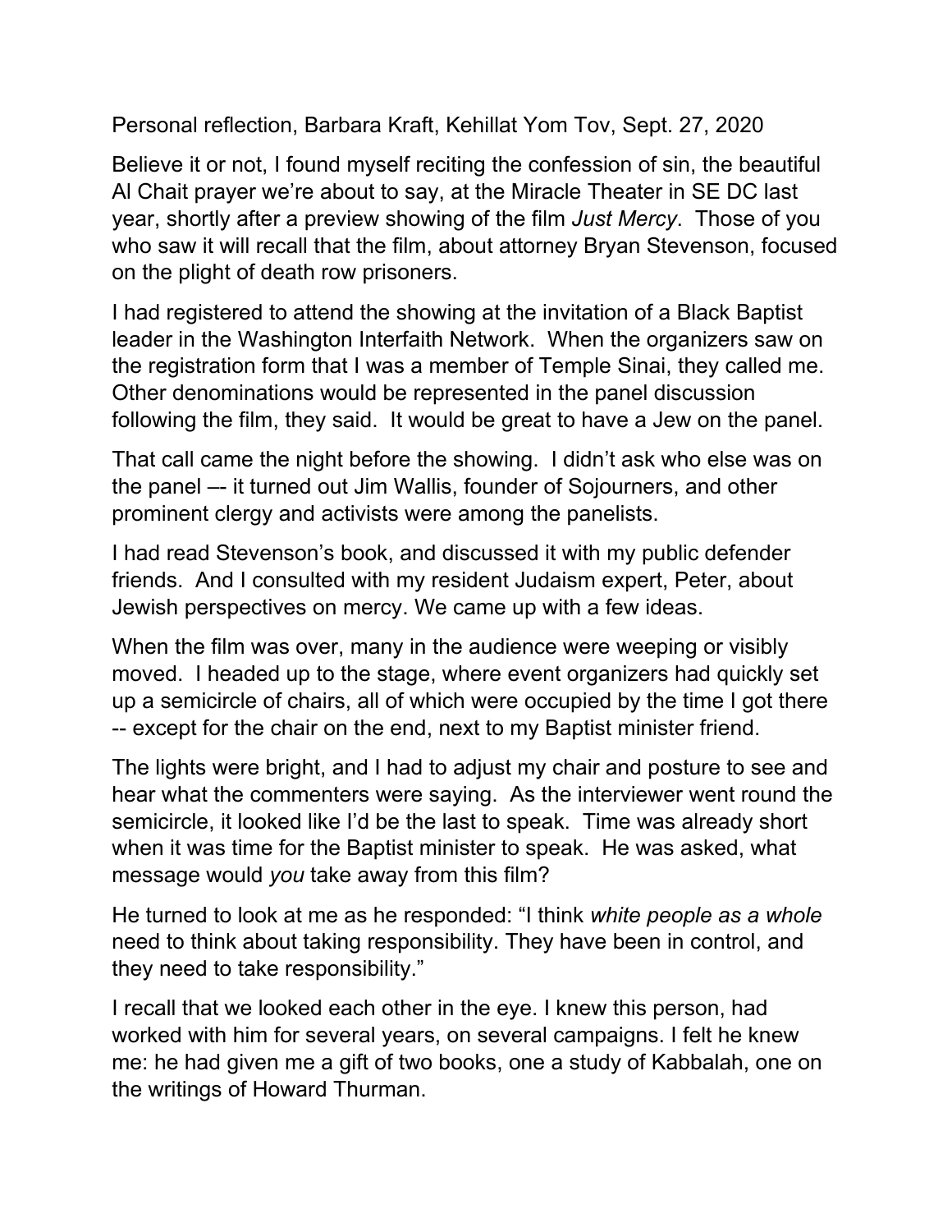Personal reflection, Barbara Kraft, Kehillat Yom Tov, Sept. 27, 2020

Believe it or not, I found myself reciting the confession of sin, the beautiful Al Chait prayer we're about to say, at the Miracle Theater in SE DC last year, shortly after a preview showing of the film *Just Mercy*. Those of you who saw it will recall that the film, about attorney Bryan Stevenson, focused on the plight of death row prisoners.

I had registered to attend the showing at the invitation of a Black Baptist leader in the Washington Interfaith Network. When the organizers saw on the registration form that I was a member of Temple Sinai, they called me. Other denominations would be represented in the panel discussion following the film, they said. It would be great to have a Jew on the panel.

That call came the night before the showing. I didn't ask who else was on the panel –- it turned out Jim Wallis, founder of Sojourners, and other prominent clergy and activists were among the panelists.

I had read Stevenson's book, and discussed it with my public defender friends. And I consulted with my resident Judaism expert, Peter, about Jewish perspectives on mercy. We came up with a few ideas.

When the film was over, many in the audience were weeping or visibly moved. I headed up to the stage, where event organizers had quickly set up a semicircle of chairs, all of which were occupied by the time I got there -- except for the chair on the end, next to my Baptist minister friend.

The lights were bright, and I had to adjust my chair and posture to see and hear what the commenters were saying. As the interviewer went round the semicircle, it looked like I'd be the last to speak. Time was already short when it was time for the Baptist minister to speak. He was asked, what message would *you* take away from this film?

He turned to look at me as he responded: "I think *white people as a whole* need to think about taking responsibility. They have been in control, and they need to take responsibility."

I recall that we looked each other in the eye. I knew this person, had worked with him for several years, on several campaigns. I felt he knew me: he had given me a gift of two books, one a study of Kabbalah, one on the writings of Howard Thurman.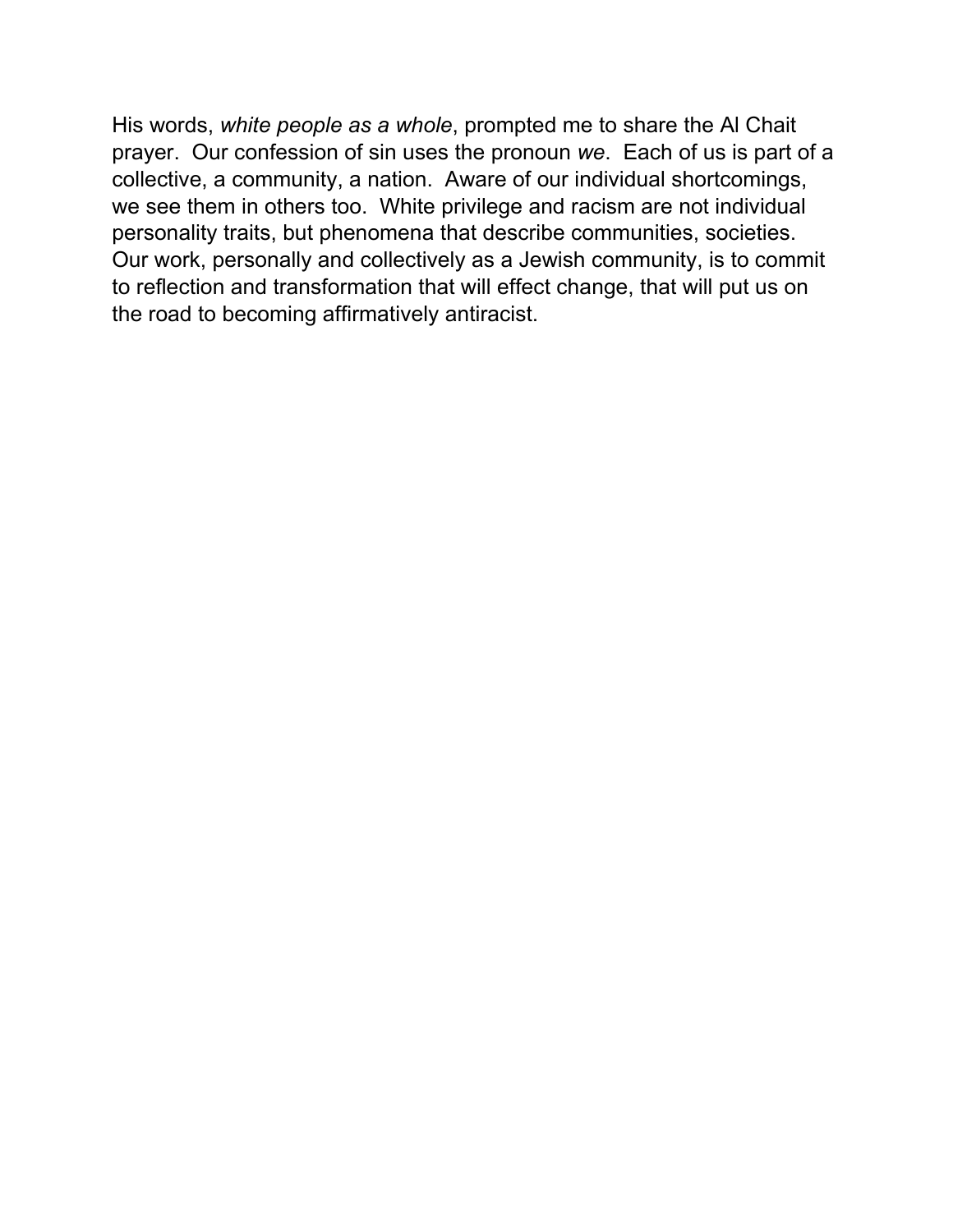His words, *white people as a whole*, prompted me to share the Al Chait prayer. Our confession of sin uses the pronoun *we*. Each of us is part of a collective, a community, a nation. Aware of our individual shortcomings, we see them in others too. White privilege and racism are not individual personality traits, but phenomena that describe communities, societies. Our work, personally and collectively as a Jewish community, is to commit to reflection and transformation that will effect change, that will put us on the road to becoming affirmatively antiracist.